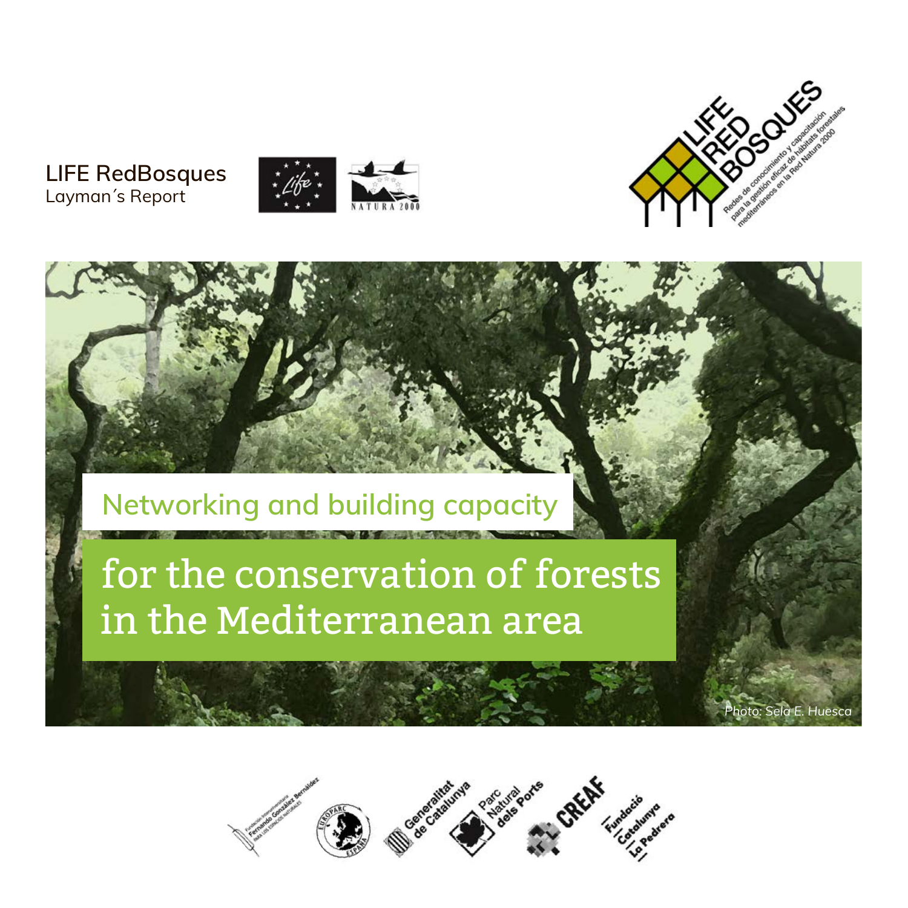LIFE RedBosques
Layman´s Report

# Networking and building capacity

# for the conservation of forests in the Mediterranean area

*Photo: Sela E. Huesca*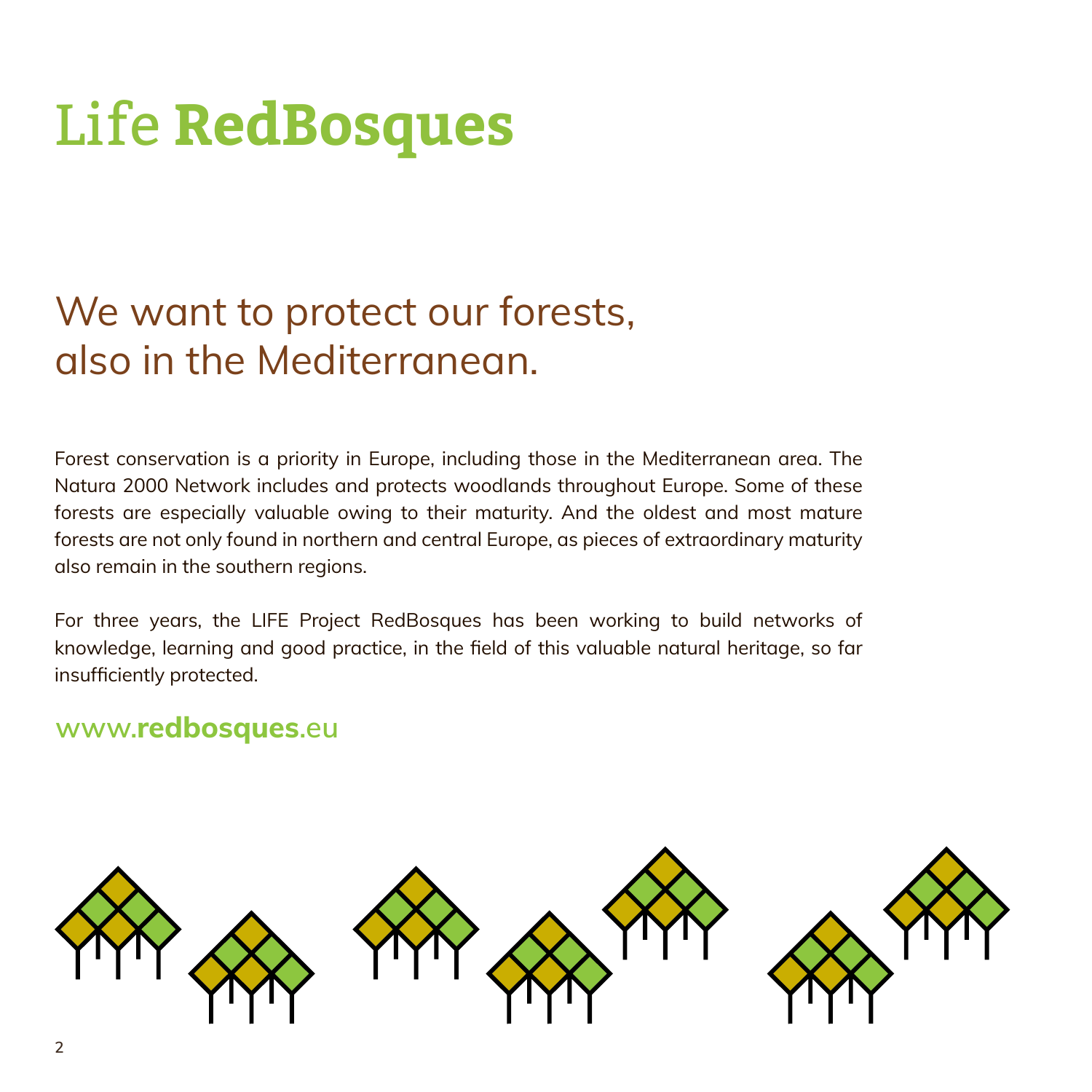# Life **RedBosques**

## We want to protect our forests, also in the Mediterranean.

Forest conservation is a priority in Europe, including those in the Mediterranean area. The Natura 2000 Network includes and protects woodlands throughout Europe. Some of these forests are especially valuable owing to their maturity. And the oldest and most mature forests are not only found in northern and central Europe, as pieces of extraordinary maturity also remain in the southern regions.

For three years, the LIFE Project RedBosques has been working to build networks of knowledge, learning and good practice, in the field of this valuable natural heritage, so far insufficiently protected.

www.**redbosques**.eu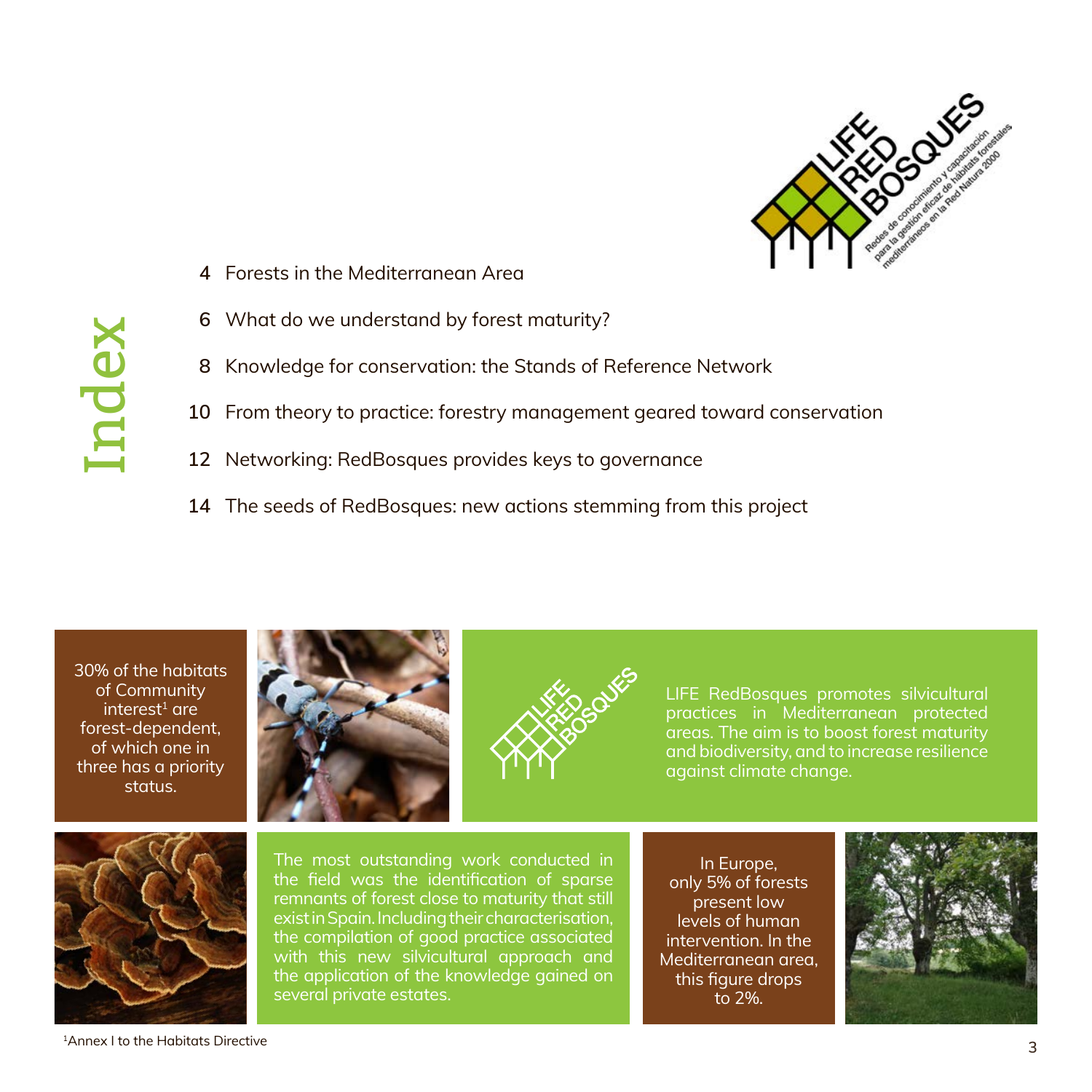# Index

4 Forests in the Mediterranean Area

6 What do we understand by forest maturity?

8 Knowledge for conservation: the Stands of Reference Network

10 From theory to practice: forestry management geared toward conservation

12 Networking: RedBosques provides keys to governance

14 The seeds of RedBosques: new actions stemming from this project

30% of the habitats of Community interest[1] are forest-dependent, of which one in three has a priority status.

LIFE RedBosques promotes silvicultural practices in Mediterranean protected areas. The aim is to boost forest maturity and biodiversity, and to increase resilience against climate change.

The most outstanding work conducted in the field was the identification of sparse remnants of forest close to maturity that still exist in Spain. Including their characterisation, the compilation of good practice associated with this new silvicultural approach and the application of the knowledge gained on several private estates.

In Europe, only 5% of forests present low levels of human intervention. In the Mediterranean area, this figure drops to 2%.

[1]Annex I to the Habitats Directive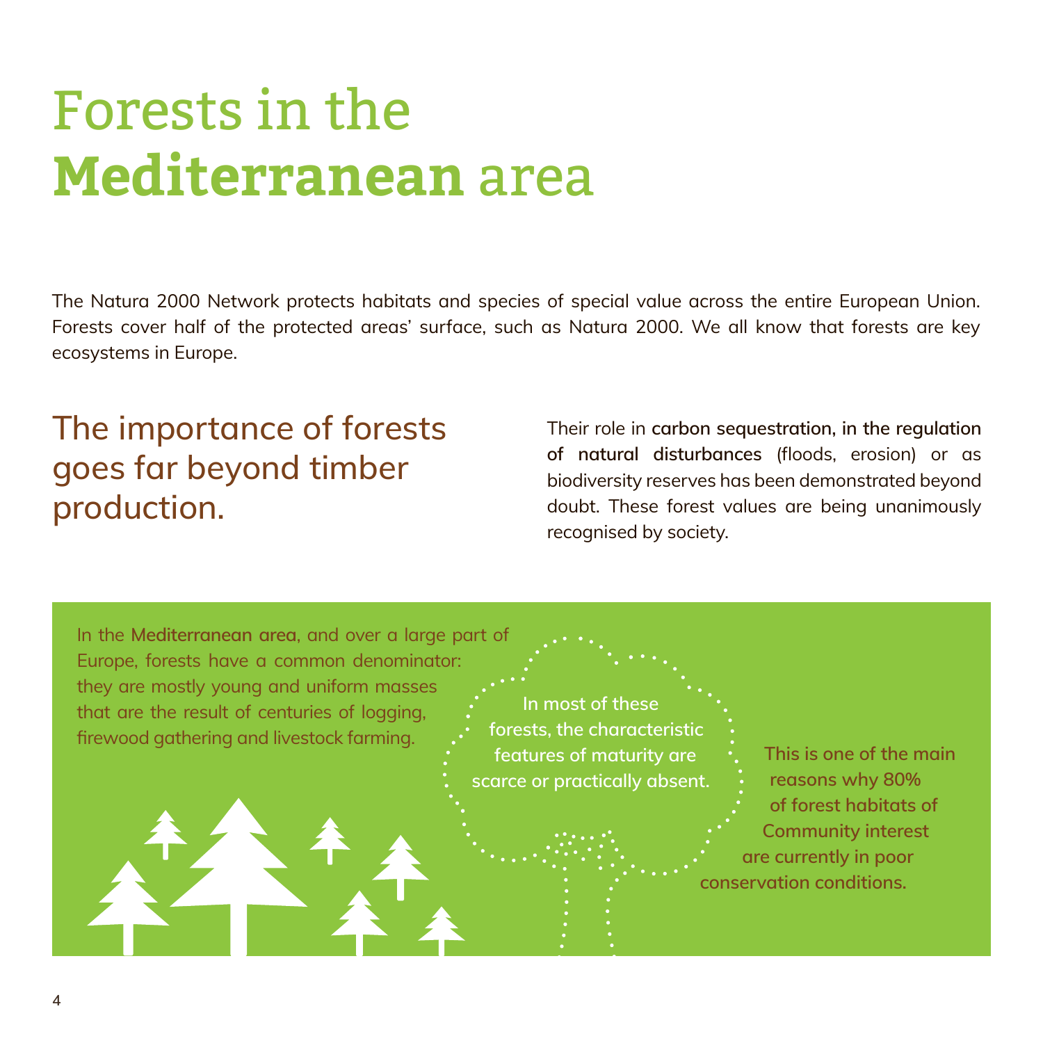# Forests in the **Mediterranean** area

The Natura 2000 Network protects habitats and species of special value across the entire European Union. Forests cover half of the protected areas' surface, such as Natura 2000. We all know that forests are key ecosystems in Europe.

## The importance of forests goes far beyond timber production.

Their role in **carbon sequestration, in the regulation of natural disturbances** (floods, erosion) or as biodiversity reserves has been demonstrated beyond doubt. These forest values are being unanimously recognised by society.

In the **Mediterranean area**, and over a large part of Europe, forests have a common denominator: they are mostly young and uniform masses that are the result of centuries of logging, firewood gathering and livestock farming.

**In most of these forests, the characteristic features of maturity are scarce or practically absent.**

**This is one of the main reasons why 80% of forest habitats of Community interest are currently in poor conservation conditions.**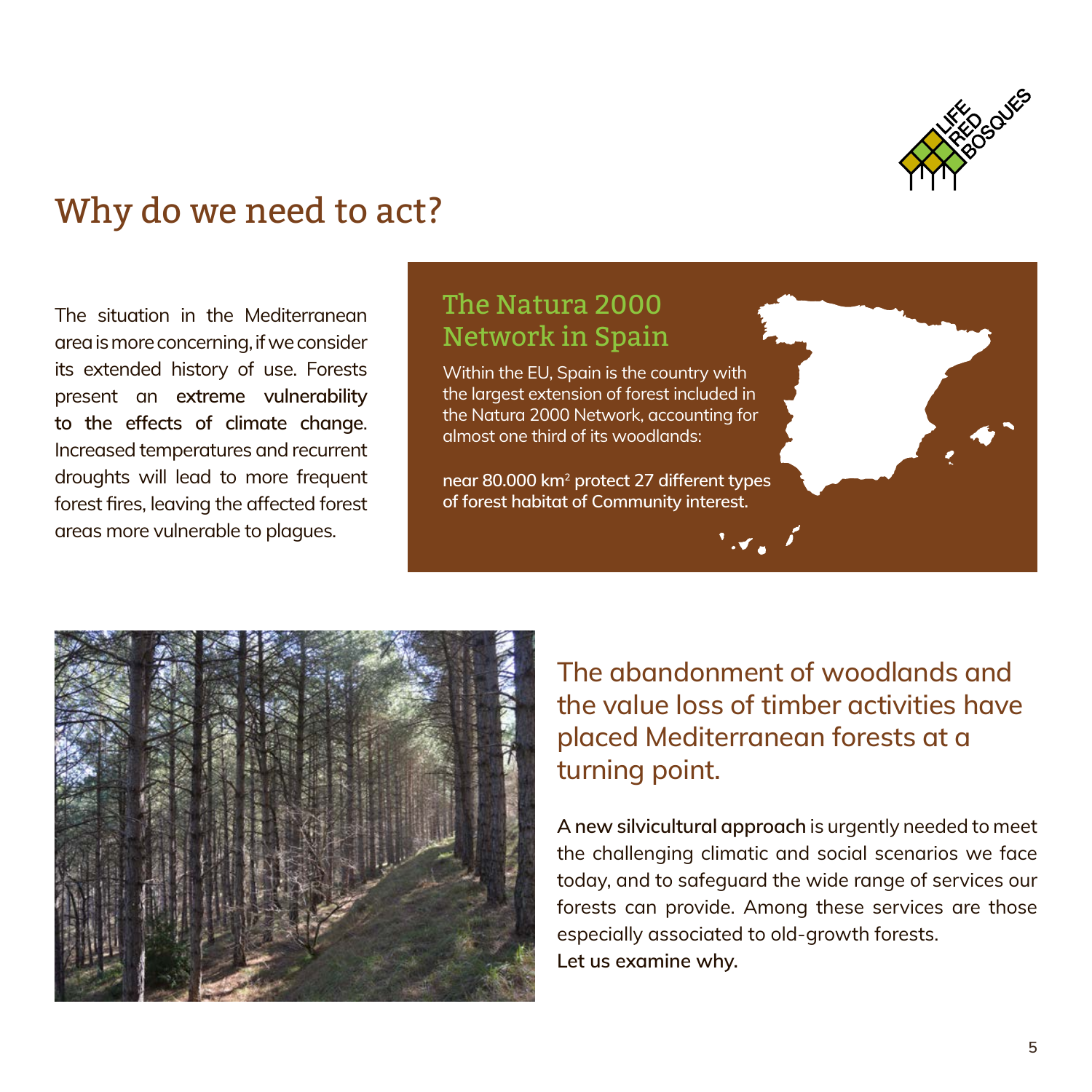# Why do we need to act?

The situation in the Mediterranean area is more concerning, if we consider its extended history of use. Forests present an **extreme vulnerability to the effects of climate change**. Increased temperatures and recurrent droughts will lead to more frequent forest fires, leaving the affected forest areas more vulnerable to plagues.

## The Natura 2000 Network in Spain

Within the EU, Spain is the country with the largest extension of forest included in the Natura 2000 Network, accounting for almost one third of its woodlands:

**near 80.000 km² protect 27 different types of forest habitat of Community interest.**

## The abandonment of woodlands and the value loss of timber activities have placed Mediterranean forests at a turning point.

**A new silvicultural approach** is urgently needed to meet the challenging climatic and social scenarios we face today, and to safeguard the wide range of services our forests can provide. Among these services are those especially associated to old-growth forests.
**Let us examine why.**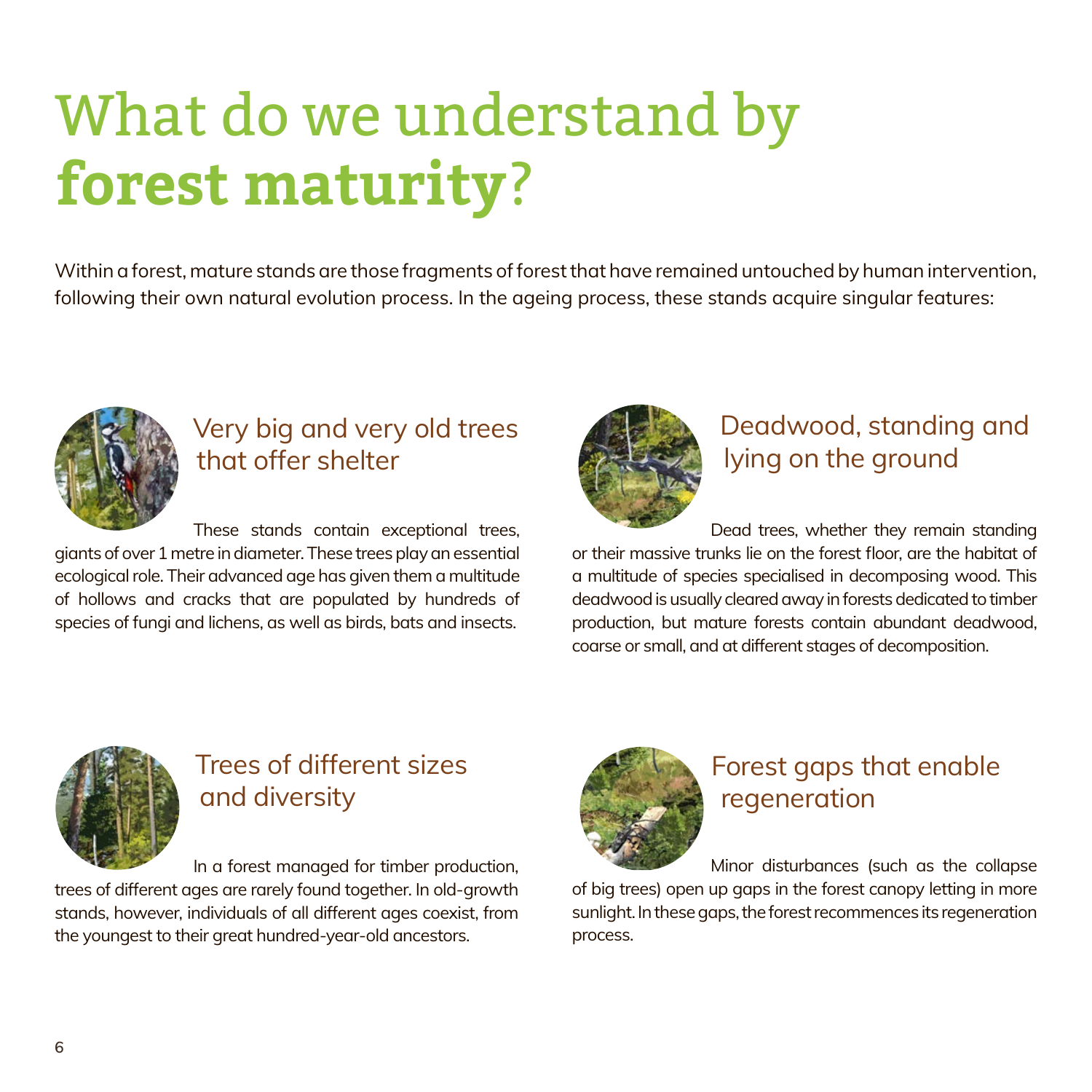# What do we understand by **forest maturity**?

Within a forest, mature stands are those fragments of forest that have remained untouched by human intervention, following their own natural evolution process. In the ageing process, these stands acquire singular features:

## Very big and very old trees that offer shelter

These stands contain exceptional trees, giants of over 1 metre in diameter. These trees play an essential ecological role. Their advanced age has given them a multitude of hollows and cracks that are populated by hundreds of species of fungi and lichens, as well as birds, bats and insects.

## Deadwood, standing and lying on the ground

Dead trees, whether they remain standing or their massive trunks lie on the forest floor, are the habitat of a multitude of species specialised in decomposing wood. This deadwood is usually cleared away in forests dedicated to timber production, but mature forests contain abundant deadwood, coarse or small, and at different stages of decomposition.

## Trees of different sizes and diversity

In a forest managed for timber production, trees of different ages are rarely found together. In old-growth stands, however, individuals of all different ages coexist, from the youngest to their great hundred-year-old ancestors.

## Forest gaps that enable regeneration

Minor disturbances (such as the collapse of big trees) open up gaps in the forest canopy letting in more sunlight. In these gaps, the forest recommences its regeneration process.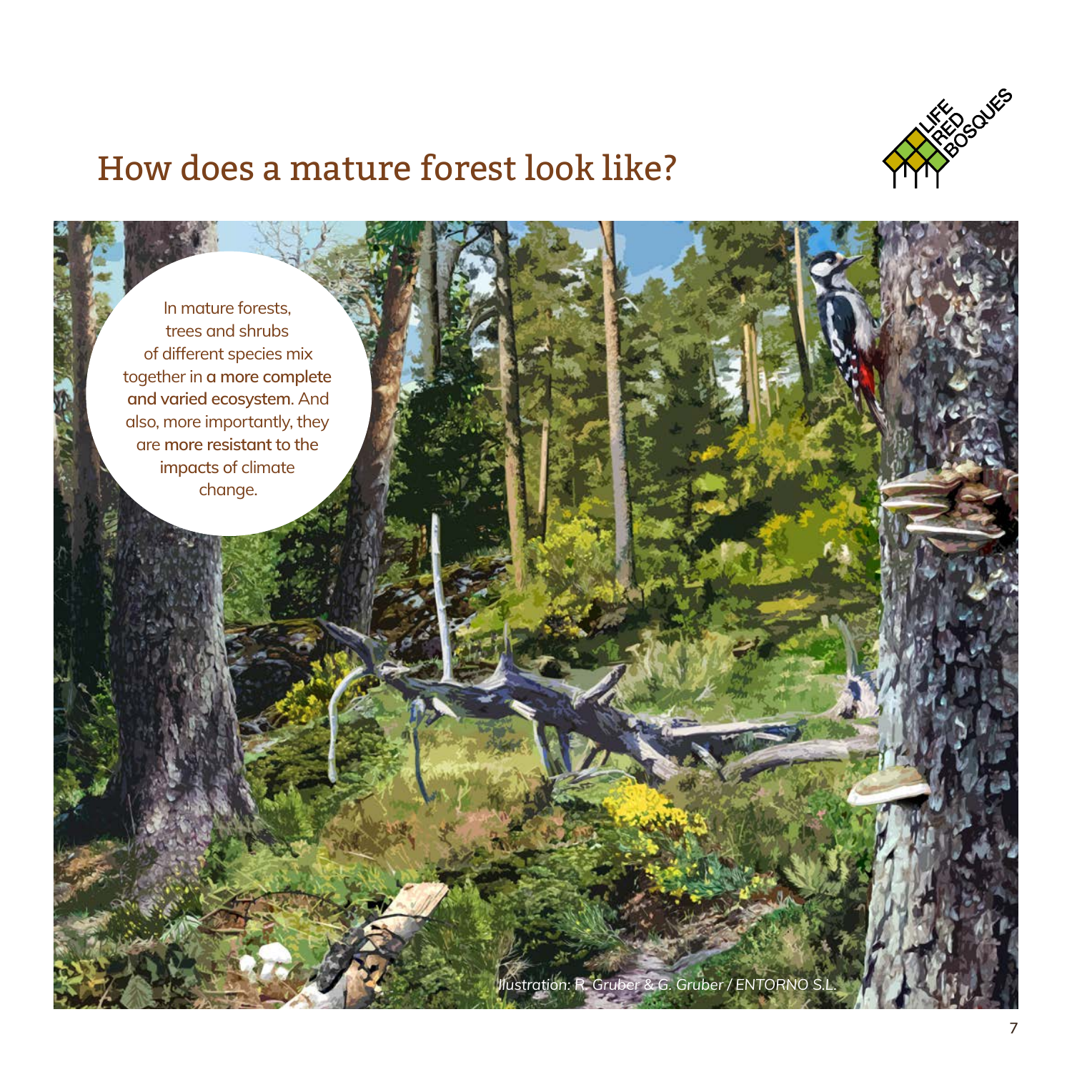# How does a mature forest look like?

In mature forests, trees and shrubs of different species mix together in **a more complete and varied ecosystem.** And also, more importantly, they are **more resistant** to the impacts of climate change.

*Illustration: R. Gruber & G. Gruber / ENTORNO S.L.*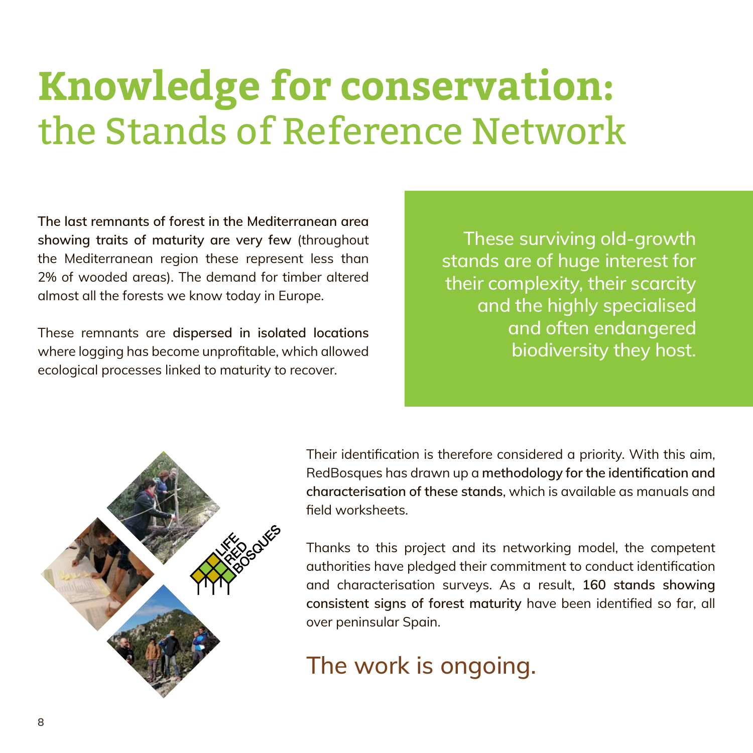# Knowledge for conservation: the Stands of Reference Network

**The last remnants of forest in the Mediterranean area showing traits of maturity are very few** (throughout the Mediterranean region these represent less than 2% of wooded areas). The demand for timber altered almost all the forests we know today in Europe.

These remnants are **dispersed in isolated locations** where logging has become unprofitable, which allowed ecological processes linked to maturity to recover.

These surviving old-growth stands are of huge interest for their complexity, their scarcity and the highly specialised and often endangered biodiversity they host.

Their identification is therefore considered a priority. With this aim, RedBosques has drawn up a **methodology for the identification and characterisation of these stands**, which is available as manuals and field worksheets.

Thanks to this project and its networking model, the competent authorities have pledged their commitment to conduct identification and characterisation surveys. As a result, **160 stands showing consistent signs of forest maturity** have been identified so far, all over peninsular Spain.

## The work is ongoing.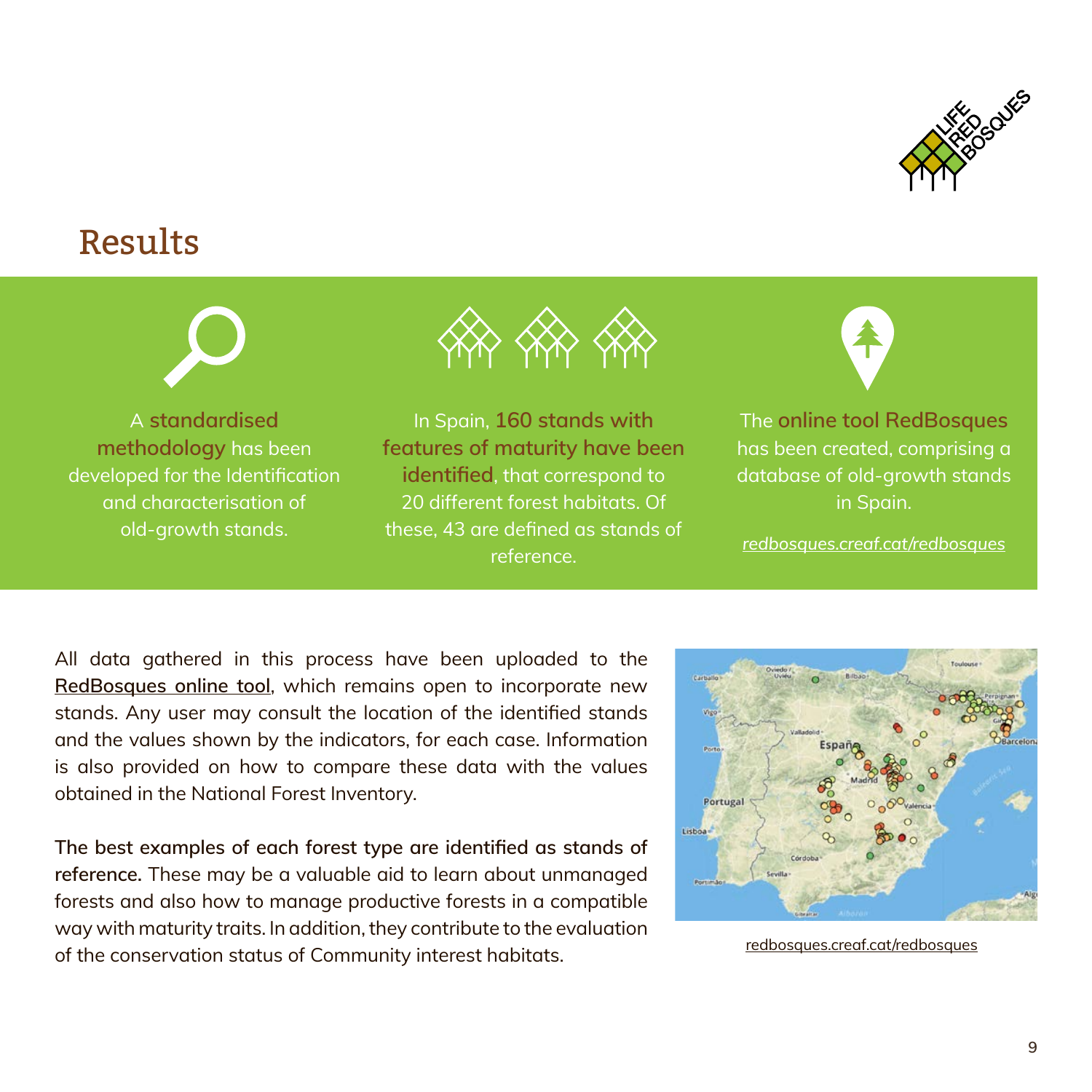# Results

A **standardised methodology** has been developed for the Identification and characterisation of old-growth stands.

In Spain, **160 stands with features of maturity have been identified**, that correspond to 20 different forest habitats. Of these, 43 are defined as stands of reference.

The **online tool RedBosques** has been created, comprising a database of old-growth stands in Spain.

*redbosques.creaf.cat/redbosques*

All data gathered in this process have been uploaded to the RedBosques online tool, which remains open to incorporate new stands. Any user may consult the location of the identified stands and the values shown by the indicators, for each case. Information is also provided on how to compare these data with the values obtained in the National Forest Inventory.

**The best examples of each forest type are identified as stands of reference.** These may be a valuable aid to learn about unmanaged forests and also how to manage productive forests in a compatible way with maturity traits. In addition, they contribute to the evaluation of the conservation status of Community interest habitats.

redbosques.creaf.cat/redbosques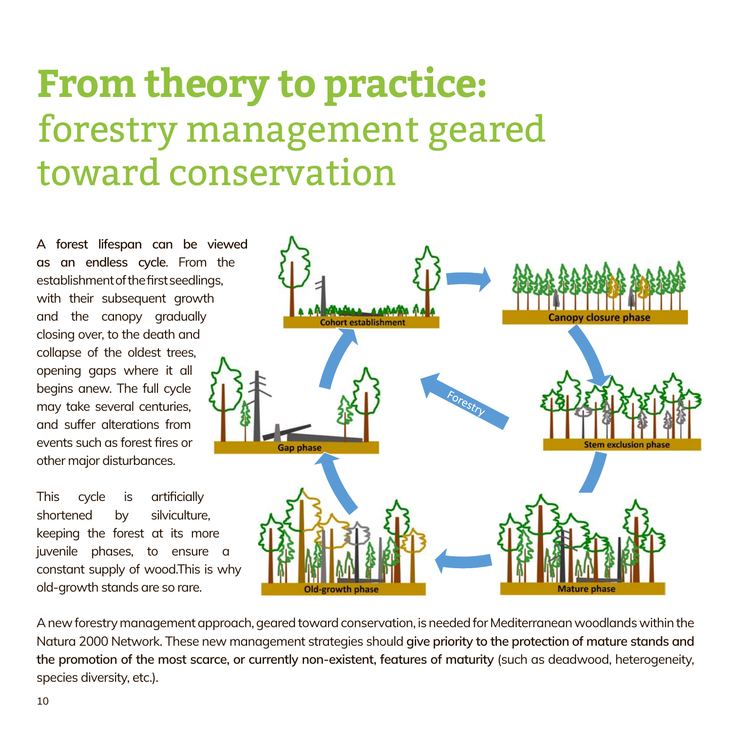# **From theory to practice:** forestry management geared toward conservation

**A forest lifespan can be viewed as an endless cycle**. From the establishment of the first seedlings, with their subsequent growth and the canopy gradually closing over, to the death and collapse of the oldest trees, opening gaps where it all begins anew. The full cycle may take several centuries, and suffer alterations from events such as forest fires or other major disturbances.

This cycle is artificially shortened by silviculture, keeping the forest at its more juvenile phases, to ensure a constant supply of wood.This is why old-growth stands are so rare.

Cohort establishment

Canopy closure phase

Stem exclusion phase

Mature phase

Old-growth phase

Gap phase

Forestry

A new forestry management approach, geared toward conservation, is needed for Mediterranean woodlands within the Natura 2000 Network. These new management strategies should **give priority to the protection of mature stands and the promotion of the most scarce, or currently non-existent, features of maturity** (such as deadwood, heterogeneity, species diversity, etc.).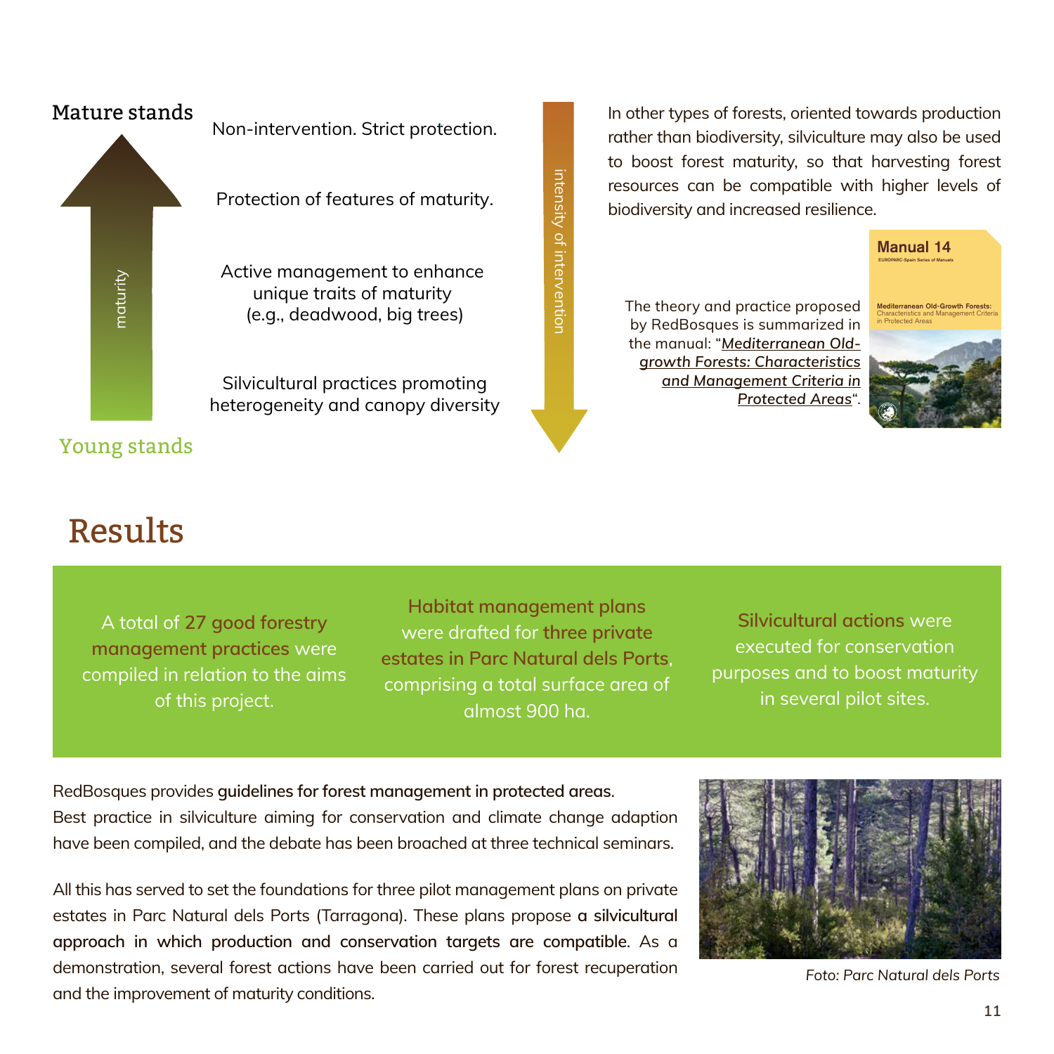Mature stands

Non-intervention. Strict protection.

Protection of features of maturity.

Active management to enhance unique traits of maturity (e.g., deadwood, big trees)

Silvicultural practices promoting heterogeneity and canopy diversity

Young stands

maturity

intensity of intervention

In other types of forests, oriented towards production rather than biodiversity, silviculture may also be used to boost forest maturity, so that harvesting forest resources can be compatible with higher levels of biodiversity and increased resilience.

The theory and practice proposed by RedBosques is summarized in the manual: "*Mediterranean Old-growth Forests: Characteristics and Management Criteria in Protected Areas*".

# Results

A total of **27 good forestry management practices** were compiled in relation to the aims of this project.

**Habitat management plans** were drafted for **three private estates in Parc Natural dels Ports**, comprising a total surface area of almost 900 ha.

**Silvicultural actions** were executed for conservation purposes and to boost maturity in several pilot sites.

RedBosques provides **guidelines for forest management in protected areas**. Best practice in silviculture aiming for conservation and climate change adaption have been compiled, and the debate has been broached at three technical seminars.

All this has served to set the foundations for three pilot management plans on private estates in Parc Natural dels Ports (Tarragona). These plans propose **a silvicultural approach in which production and conservation targets are compatible**. As a demonstration, several forest actions have been carried out for forest recuperation and the improvement of maturity conditions.

*Foto: Parc Natural dels Ports*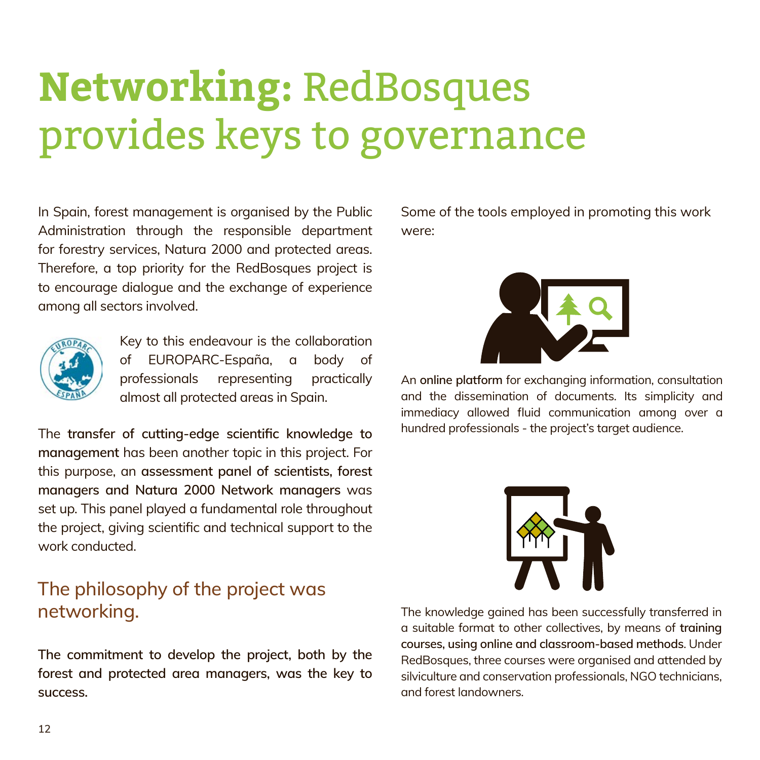# **Networking:** RedBosques provides keys to governance

In Spain, forest management is organised by the Public Administration through the responsible department for forestry services, Natura 2000 and protected areas. Therefore, a top priority for the RedBosques project is to encourage dialogue and the exchange of experience among all sectors involved.

Key to this endeavour is the collaboration of EUROPARC-España, a body of professionals representing practically almost all protected areas in Spain.

The **transfer of cutting-edge scientific knowledge to management** has been another topic in this project. For this purpose, an **assessment panel of scientists, forest managers and Natura 2000 Network managers** was set up. This panel played a fundamental role throughout the project, giving scientific and technical support to the work conducted.

## The philosophy of the project was networking.

**The commitment to develop the project, both by the forest and protected area managers, was the key to success.**

Some of the tools employed in promoting this work were:

An **online platform** for exchanging information, consultation and the dissemination of documents. Its simplicity and immediacy allowed fluid communication among over a hundred professionals - the project's target audience.

The knowledge gained has been successfully transferred in a suitable format to other collectives, by means of **training courses, using online and classroom-based methods**. Under RedBosques, three courses were organised and attended by silviculture and conservation professionals, NGO technicians, and forest landowners.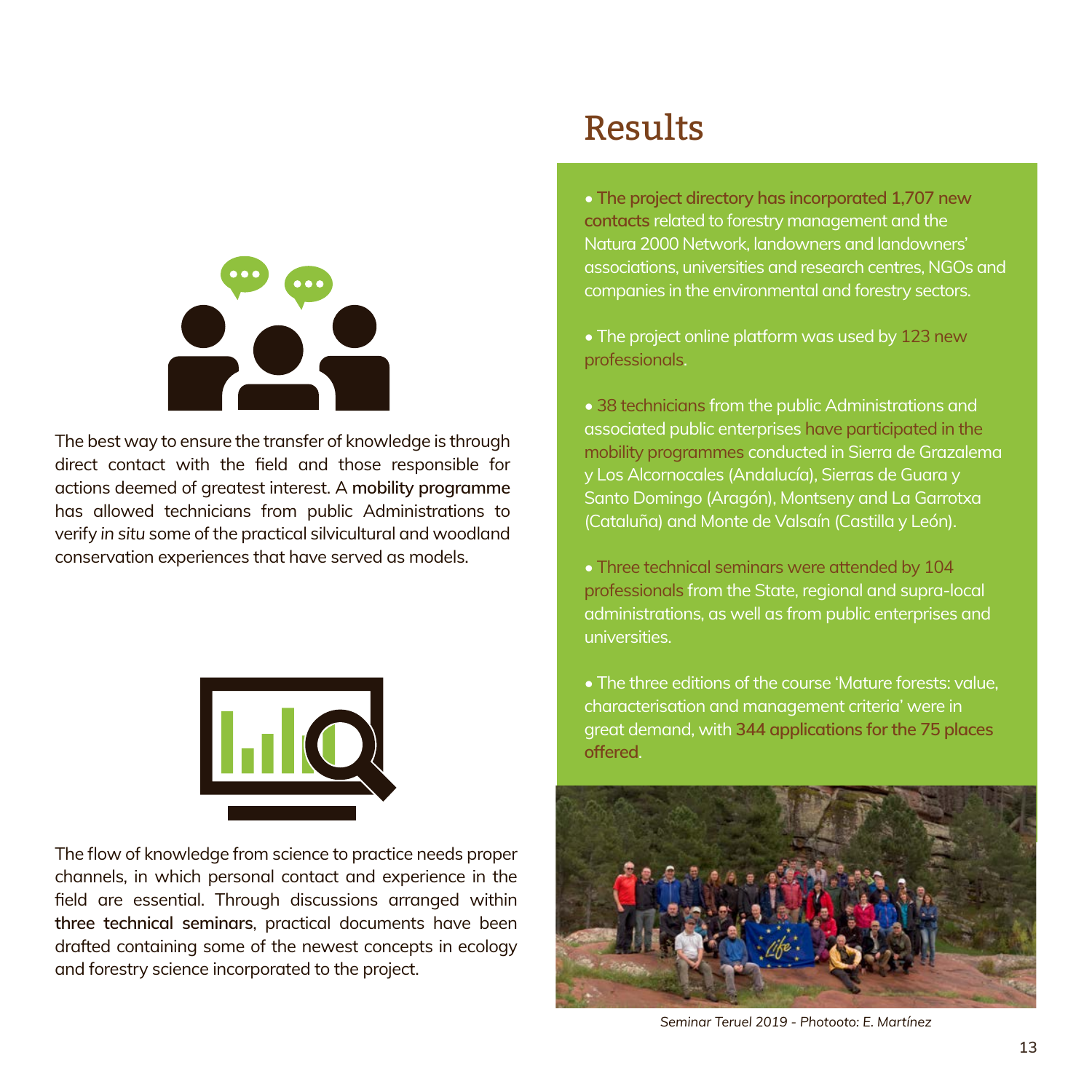The best way to ensure the transfer of knowledge is through direct contact with the field and those responsible for actions deemed of greatest interest. A **mobility programme** has allowed technicians from public Administrations to verify *in situ* some of the practical silvicultural and woodland conservation experiences that have served as models.

The flow of knowledge from science to practice needs proper channels, in which personal contact and experience in the field are essential. Through discussions arranged within **three technical seminars**, practical documents have been drafted containing some of the newest concepts in ecology and forestry science incorporated to the project.

# Results

- **The project directory has incorporated 1,707 new contacts** related to forestry management and the Natura 2000 Network, landowners and landowners' associations, universities and research centres, NGOs and companies in the environmental and forestry sectors.
- The project online platform was used by 123 new professionals.
- 38 technicians from the public Administrations and associated public enterprises have participated in the mobility programmes conducted in Sierra de Grazalema y Los Alcornocales (Andalucía), Sierras de Guara y Santo Domingo (Aragón), Montseny and La Garrotxa (Cataluña) and Monte de Valsaín (Castilla y León).
- Three technical seminars were attended by 104 professionals from the State, regional and supra-local administrations, as well as from public enterprises and universities.
- The three editions of the course 'Mature forests: value, characterisation and management criteria' were in great demand, with **344 applications for the 75 places offered**.

*Seminar Teruel 2019 - Photooto: E. Martínez*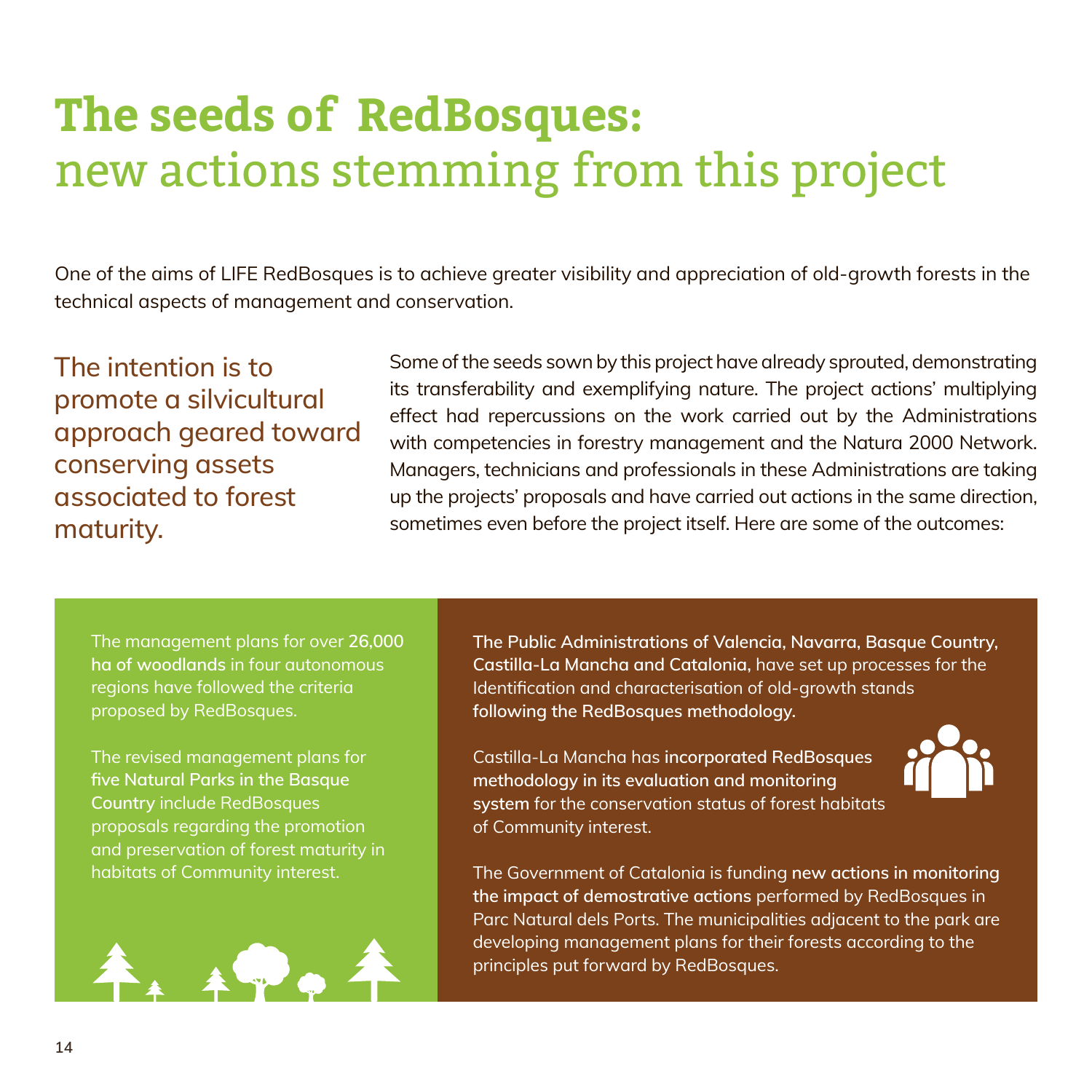# The seeds of RedBosques: new actions stemming from this project

One of the aims of LIFE RedBosques is to achieve greater visibility and appreciation of old-growth forests in the technical aspects of management and conservation.

The intention is to promote a silvicultural approach geared toward conserving assets associated to forest maturity.

Some of the seeds sown by this project have already sprouted, demonstrating its transferability and exemplifying nature. The project actions' multiplying effect had repercussions on the work carried out by the Administrations with competencies in forestry management and the Natura 2000 Network. Managers, technicians and professionals in these Administrations are taking up the projects' proposals and have carried out actions in the same direction, sometimes even before the project itself. Here are some of the outcomes:

The management plans for over **26,000 ha of woodlands** in four autonomous regions have followed the criteria proposed by RedBosques.

The revised management plans for **five Natural Parks in the Basque Country** include RedBosques proposals regarding the promotion and preservation of forest maturity in habitats of Community interest.

**The Public Administrations of Valencia, Navarra, Basque Country, Castilla-La Mancha and Catalonia**, have set up processes for the Identification and characterisation of old-growth stands **following the RedBosques methodology.**

Castilla-La Mancha has **incorporated RedBosques methodology in its evaluation and monitoring system** for the conservation status of forest habitats of Community interest.

The Government of Catalonia is funding **new actions in monitoring the impact of demostrative actions** performed by RedBosques in Parc Natural dels Ports. The municipalities adjacent to the park are developing management plans for their forests according to the principles put forward by RedBosques.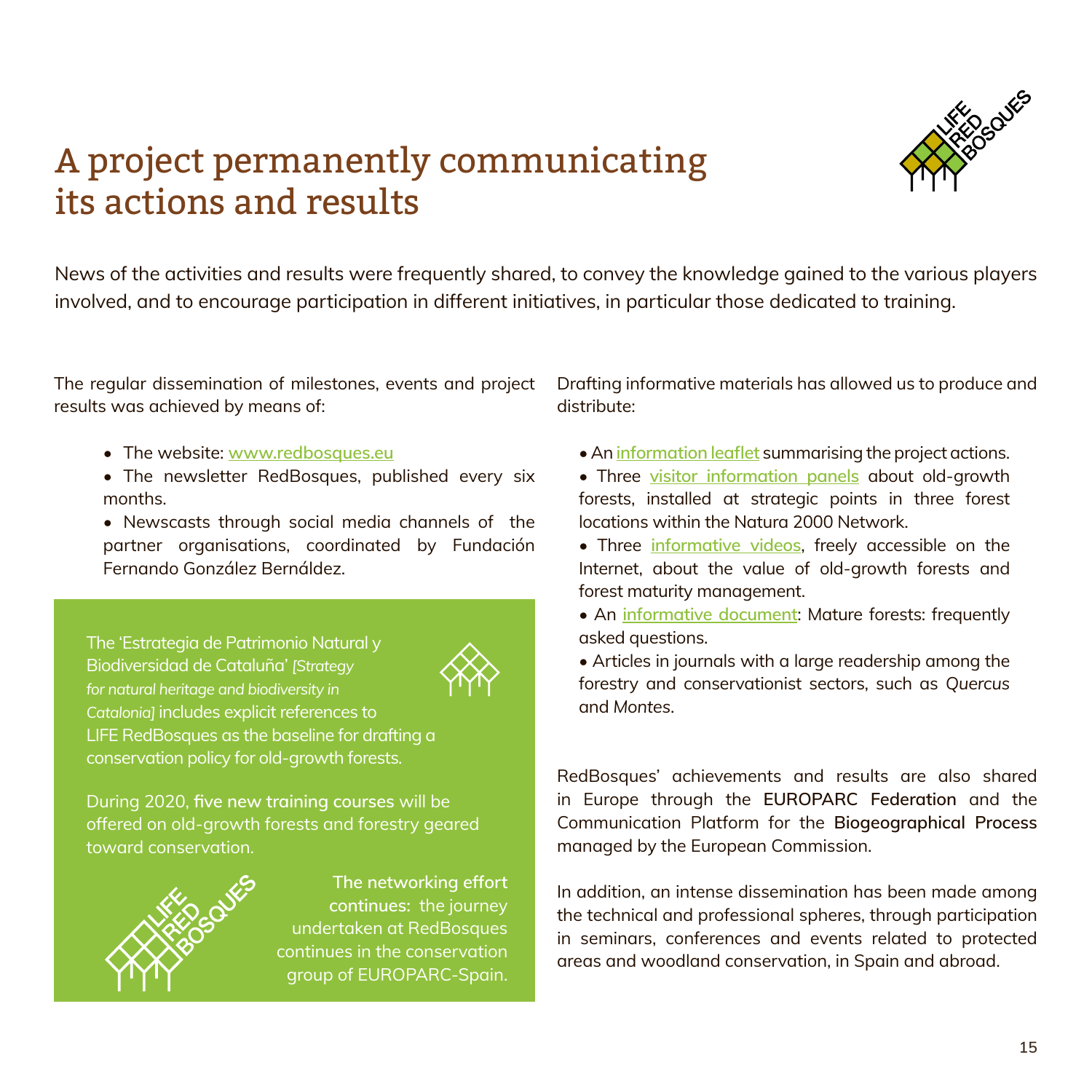# A project permanently communicating its actions and results

News of the activities and results were frequently shared, to convey the knowledge gained to the various players involved, and to encourage participation in different initiatives, in particular those dedicated to training.

The regular dissemination of milestones, events and project results was achieved by means of:

- The website: [www.redbosques.eu](www.redbosques.eu)
- The newsletter RedBosques, published every six months.
- Newscasts through social media channels of the partner organisations, coordinated by Fundación Fernando González Bernáldez.

The 'Estrategia de Patrimonio Natural y Biodiversidad de Cataluña' *[Strategy for natural heritage and biodiversity in Catalonia]* includes explicit references to LIFE RedBosques as the baseline for drafting a conservation policy for old-growth forests.

During 2020, **five new training courses** will be offered on old-growth forests and forestry geared toward conservation.

**The networking effort continues:** the journey undertaken at RedBosques continues in the conservation group of EUROPARC-Spain.

Drafting informative materials has allowed us to produce and distribute:

- An information leaflet summarising the project actions.
- Three visitor information panels about old-growth forests, installed at strategic points in three forest locations within the Natura 2000 Network.
- Three informative videos, freely accessible on the Internet, about the value of old-growth forests and forest maturity management.
- An informative document: Mature forests: frequently asked questions.
- Articles in journals with a large readership among the forestry and conservationist sectors, such as *Quercus* and *Montes*.

RedBosques' achievements and results are also shared in Europe through the **EUROPARC Federation** and the Communication Platform for the **Biogeographical Process** managed by the European Commission.

In addition, an intense dissemination has been made among the technical and professional spheres, through participation in seminars, conferences and events related to protected areas and woodland conservation, in Spain and abroad.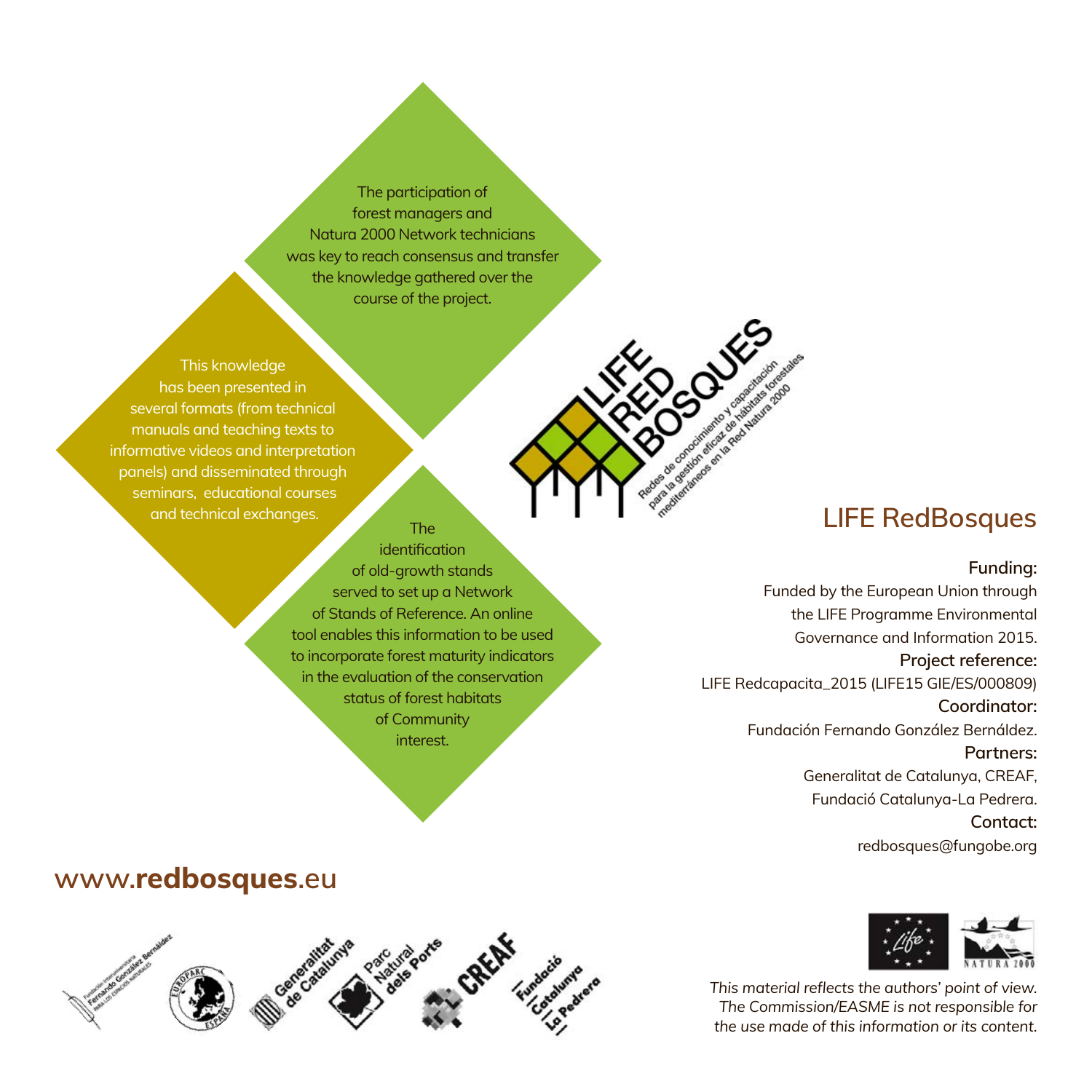The participation of forest managers and Natura 2000 Network technicians was key to reach consensus and transfer the knowledge gathered over the course of the project.

This knowledge has been presented in several formats (from technical manuals and teaching texts to informative videos and interpretation panels) and disseminated through seminars, educational courses and technical exchanges.

The identification of old-growth stands served to set up a Network of Stands of Reference. An online tool enables this information to be used to incorporate forest maturity indicators in the evaluation of the conservation status of forest habitats of Community interest.

LIFE RED BOSQUES

Redes de conocimiento y capacitación para la gestión eficaz de hábitats forestales mediterráneos en la Red Natura 2000

## LIFE RedBosques

**Funding:**
Funded by the European Union through the LIFE Programme Environmental Governance and Information 2015.

**Project reference:**
LIFE Redcapacita_2015 (LIFE15 GIE/ES/000809)

**Coordinator:**
Fundación Fernando González Bernáldez.

**Partners:**
Generalitat de Catalunya, CREAF, Fundació Catalunya-La Pedrera.

**Contact:**
redbosques@fungobe.org

www.**redbosques**.eu

Fundación Interuniversitaria Fernando González Bernáldez para los Espacios Naturales · EUROPARC España · Generalitat de Catalunya · Parc Natural dels Ports · CREAF · Fundació Catalunya La Pedrera

Life · NATURA 2000

*This material reflects the authors' point of view. The Commission/EASME is not responsible for the use made of this information or its content.*